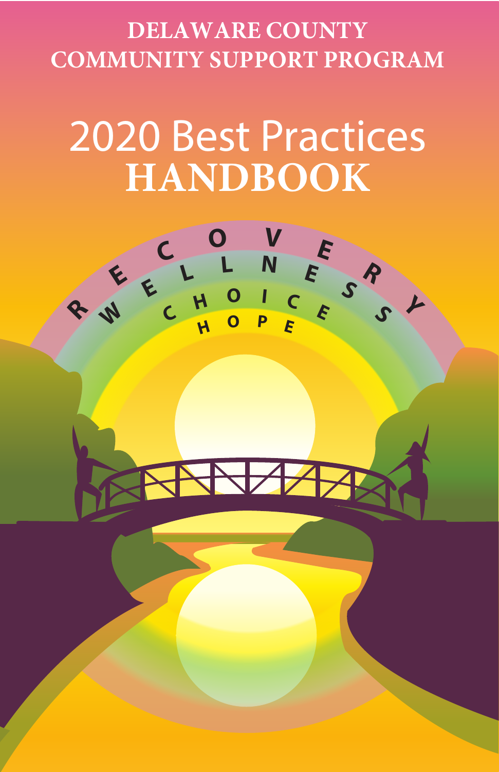# DELAWARE COUNTY COMMUNITY SUPPORT PROGRAM

# 2020 Best Practices HANDBOOK

RECOVERY

WELLNESS

CHOICES

HOPE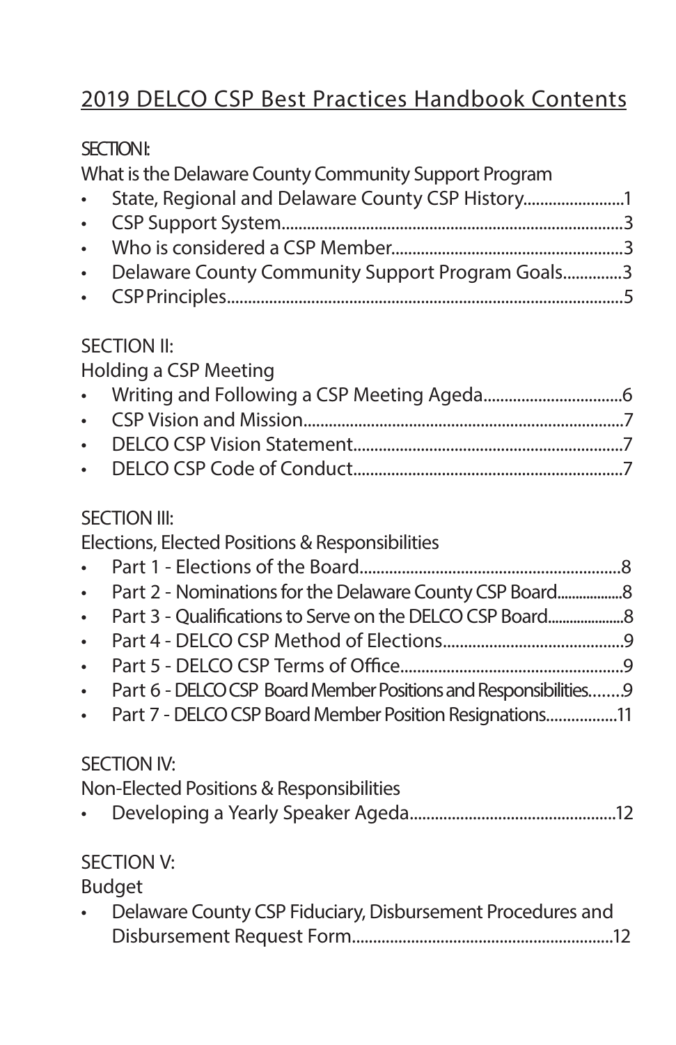# 2019 DELCO CSP Best Practices Handbook Contents

**SECTION I:**
What is the Delaware County Community Support Program

- State, Regional and Delaware County CSP History........................1
- CSP Support System........................................................................3
- Who is considered a CSP Member......................................................3
- Delaware County Community Support Program Goals..............3
- CSP Principles.....................................................................................5

**SECTION II:**
Holding a CSP Meeting

- Writing and Following a CSP Meeting Ageda.................................6
- CSP Vision and Mission.....................................................................7
- DELCO CSP Vision Statement.............................................................7
- DELCO CSP Code of Conduct.............................................................7

**SECTION III:**
Elections, Elected Positions & Responsibilities

- Part 1 - Elections of the Board............................................................8
- Part 2 - Nominations for the Delaware County CSP Board.................8
- Part 3 - Qualifications to Serve on the DELCO CSP Board...................8
- Part 4 - DELCO CSP Method of Elections...........................................9
- Part 5 - DELCO CSP Terms of Office...................................................9
- Part 6 - DELCO CSP Board Member Positions and Responsibilities........9
- Part 7 - DELCO CSP Board Member Position Resignations.................11

**SECTION IV:**
Non-Elected Positions & Responsibilities

- Developing a Yearly Speaker Ageda.................................................12

**SECTION V:**
Budget

- Delaware County CSP Fiduciary, Disbursement Procedures and Disbursement Request Form.............................................................12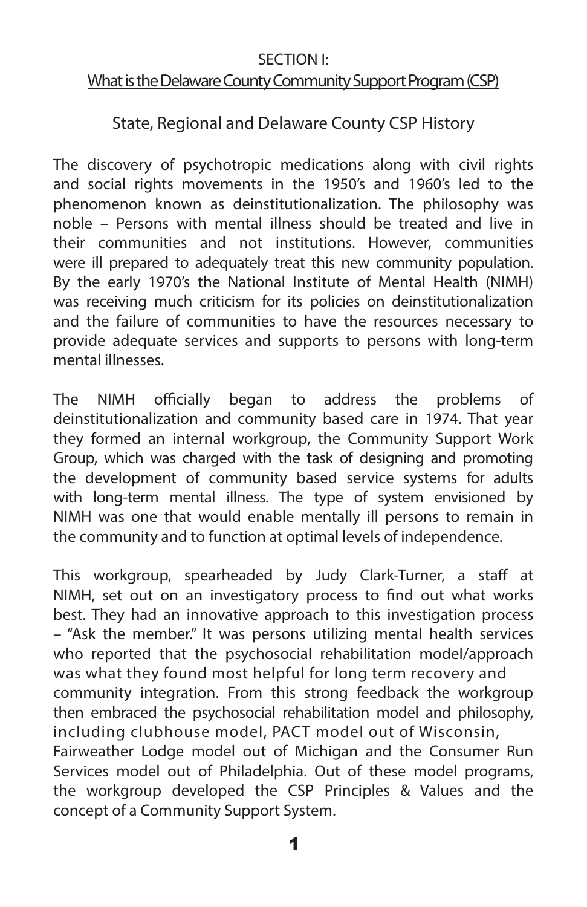## SECTION I:

## What is the Delaware County Community Support Program (CSP)

### State, Regional and Delaware County CSP History

The discovery of psychotropic medications along with civil rights and social rights movements in the 1950's and 1960's led to the phenomenon known as deinstitutionalization. The philosophy was noble – Persons with mental illness should be treated and live in their communities and not institutions. However, communities were ill prepared to adequately treat this new community population. By the early 1970's the National Institute of Mental Health (NIMH) was receiving much criticism for its policies on deinstitutionalization and the failure of communities to have the resources necessary to provide adequate services and supports to persons with long-term mental illnesses.

The NIMH officially began to address the problems of deinstitutionalization and community based care in 1974. That year they formed an internal workgroup, the Community Support Work Group, which was charged with the task of designing and promoting the development of community based service systems for adults with long-term mental illness. The type of system envisioned by NIMH was one that would enable mentally ill persons to remain in the community and to function at optimal levels of independence.

This workgroup, spearheaded by Judy Clark-Turner, a staff at NIMH, set out on an investigatory process to find out what works best. They had an innovative approach to this investigation process – "Ask the member." It was persons utilizing mental health services who reported that the psychosocial rehabilitation model/approach was what they found most helpful for long term recovery and community integration. From this strong feedback the workgroup then embraced the psychosocial rehabilitation model and philosophy, including clubhouse model, PACT model out of Wisconsin, Fairweather Lodge model out of Michigan and the Consumer Run Services model out of Philadelphia. Out of these model programs, the workgroup developed the CSP Principles & Values and the concept of a Community Support System.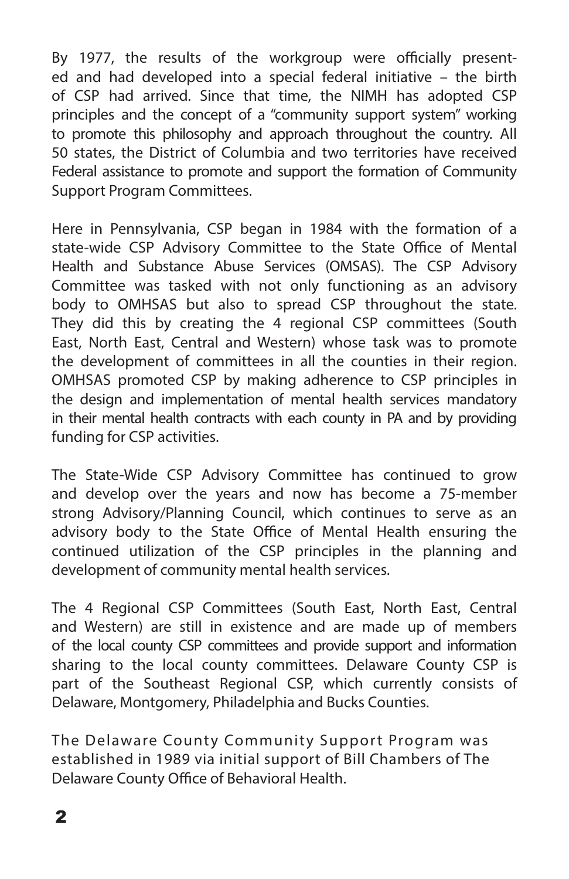By 1977, the results of the workgroup were officially presented and had developed into a special federal initiative – the birth of CSP had arrived. Since that time, the NIMH has adopted CSP principles and the concept of a "community support system" working to promote this philosophy and approach throughout the country. All 50 states, the District of Columbia and two territories have received Federal assistance to promote and support the formation of Community Support Program Committees.

Here in Pennsylvania, CSP began in 1984 with the formation of a state-wide CSP Advisory Committee to the State Office of Mental Health and Substance Abuse Services (OMSAS). The CSP Advisory Committee was tasked with not only functioning as an advisory body to OMHSAS but also to spread CSP throughout the state. They did this by creating the 4 regional CSP committees (South East, North East, Central and Western) whose task was to promote the development of committees in all the counties in their region. OMHSAS promoted CSP by making adherence to CSP principles in the design and implementation of mental health services mandatory in their mental health contracts with each county in PA and by providing funding for CSP activities.

The State-Wide CSP Advisory Committee has continued to grow and develop over the years and now has become a 75-member strong Advisory/Planning Council, which continues to serve as an advisory body to the State Office of Mental Health ensuring the continued utilization of the CSP principles in the planning and development of community mental health services.

The 4 Regional CSP Committees (South East, North East, Central and Western) are still in existence and are made up of members of the local county CSP committees and provide support and information sharing to the local county committees. Delaware County CSP is part of the Southeast Regional CSP, which currently consists of Delaware, Montgomery, Philadelphia and Bucks Counties.

The Delaware County Community Support Program was established in 1989 via initial support of Bill Chambers of The Delaware County Office of Behavioral Health.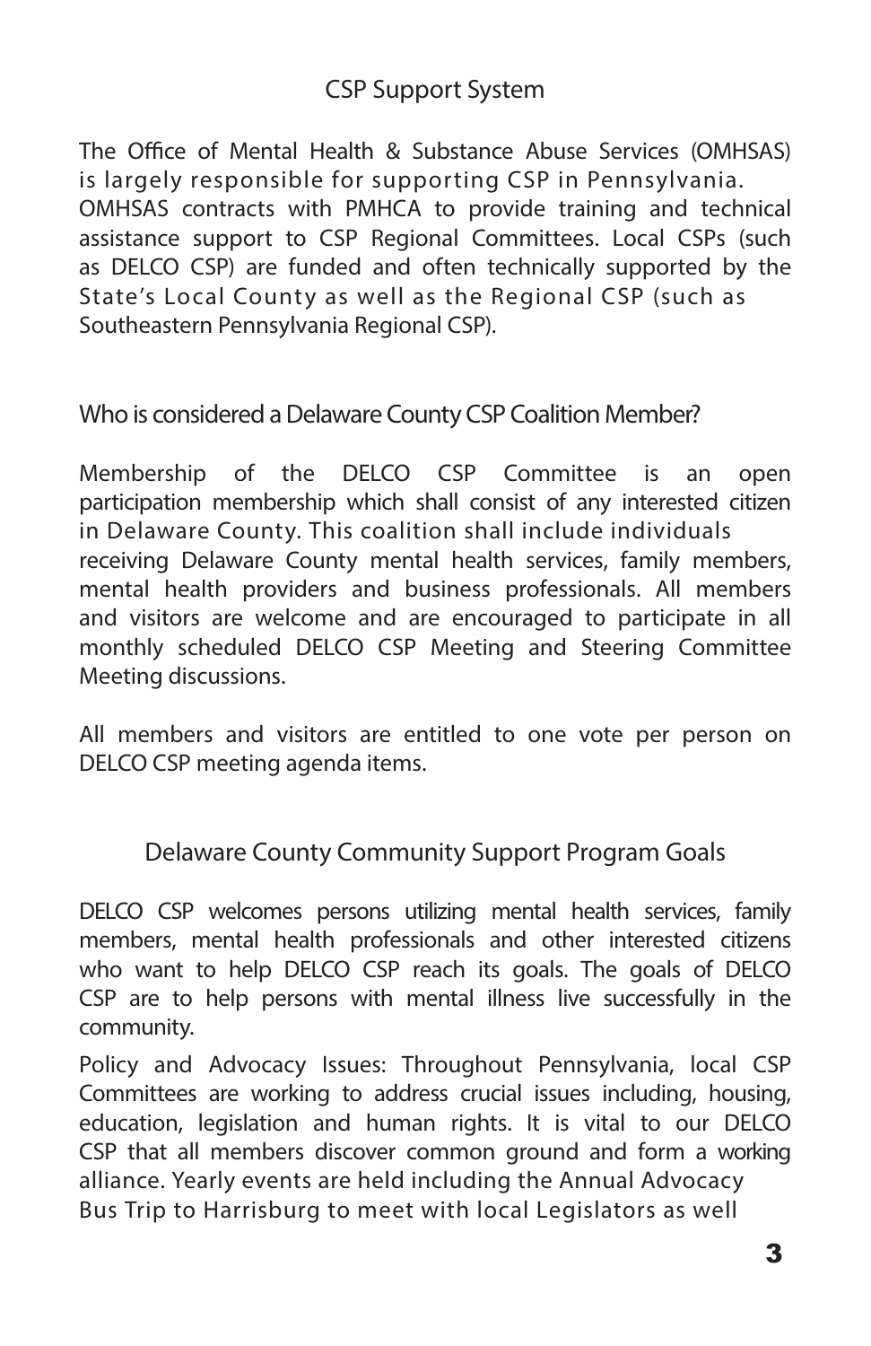## CSP Support System

The Office of Mental Health & Substance Abuse Services (OMHSAS) is largely responsible for supporting CSP in Pennsylvania. OMHSAS contracts with PMHCA to provide training and technical assistance support to CSP Regional Committees. Local CSPs (such as DELCO CSP) are funded and often technically supported by the State's Local County as well as the Regional CSP (such as Southeastern Pennsylvania Regional CSP).

## Who is considered a Delaware County CSP Coalition Member?

Membership of the DELCO CSP Committee is an open participation membership which shall consist of any interested citizen in Delaware County. This coalition shall include individuals receiving Delaware County mental health services, family members, mental health providers and business professionals. All members and visitors are welcome and are encouraged to participate in all monthly scheduled DELCO CSP Meeting and Steering Committee Meeting discussions.

All members and visitors are entitled to one vote per person on DELCO CSP meeting agenda items.

## Delaware County Community Support Program Goals

DELCO CSP welcomes persons utilizing mental health services, family members, mental health professionals and other interested citizens who want to help DELCO CSP reach its goals. The goals of DELCO CSP are to help persons with mental illness live successfully in the community.

Policy and Advocacy Issues: Throughout Pennsylvania, local CSP Committees are working to address crucial issues including, housing, education, legislation and human rights. It is vital to our DELCO CSP that all members discover common ground and form a working alliance. Yearly events are held including the Annual Advocacy Bus Trip to Harrisburg to meet with local Legislators as well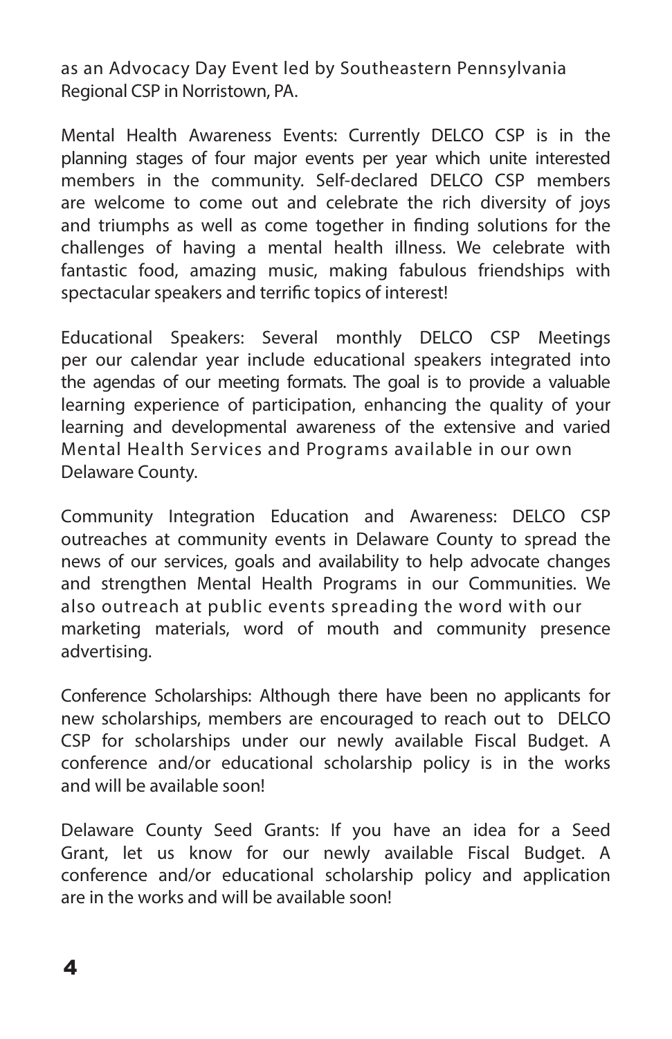as an Advocacy Day Event led by Southeastern Pennsylvania Regional CSP in Norristown, PA.

Mental Health Awareness Events: Currently DELCO CSP is in the planning stages of four major events per year which unite interested members in the community. Self-declared DELCO CSP members are welcome to come out and celebrate the rich diversity of joys and triumphs as well as come together in finding solutions for the challenges of having a mental health illness. We celebrate with fantastic food, amazing music, making fabulous friendships with spectacular speakers and terrific topics of interest!

Educational Speakers: Several monthly DELCO CSP Meetings per our calendar year include educational speakers integrated into the agendas of our meeting formats. The goal is to provide a valuable learning experience of participation, enhancing the quality of your learning and developmental awareness of the extensive and varied Mental Health Services and Programs available in our own Delaware County.

Community Integration Education and Awareness: DELCO CSP outreaches at community events in Delaware County to spread the news of our services, goals and availability to help advocate changes and strengthen Mental Health Programs in our Communities. We also outreach at public events spreading the word with our marketing materials, word of mouth and community presence advertising.

Conference Scholarships: Although there have been no applicants for new scholarships, members are encouraged to reach out to DELCO CSP for scholarships under our newly available Fiscal Budget. A conference and/or educational scholarship policy is in the works and will be available soon!

Delaware County Seed Grants: If you have an idea for a Seed Grant, let us know for our newly available Fiscal Budget. A conference and/or educational scholarship policy and application are in the works and will be available soon!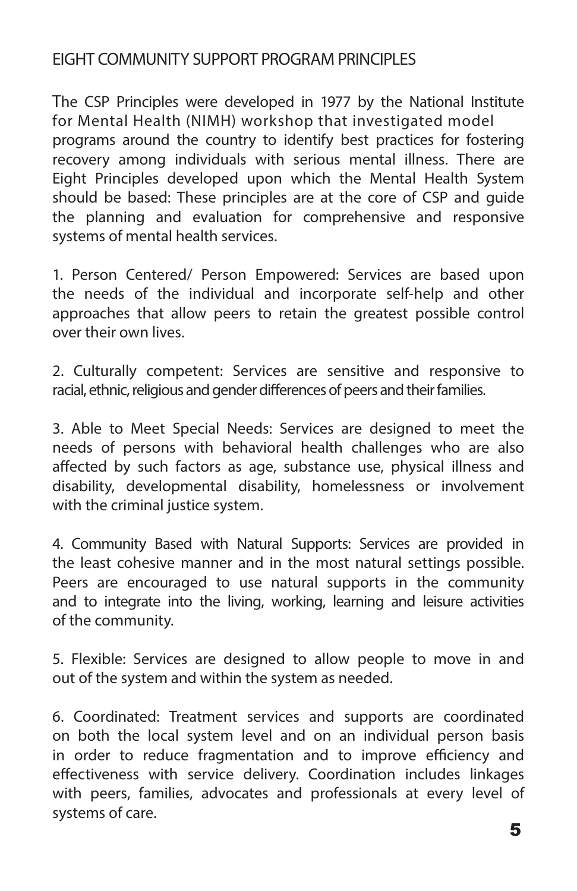## EIGHT COMMUNITY SUPPORT PROGRAM PRINCIPLES

The CSP Principles were developed in 1977 by the National Institute for Mental Health (NIMH) workshop that investigated model programs around the country to identify best practices for fostering recovery among individuals with serious mental illness. There are Eight Principles developed upon which the Mental Health System should be based: These principles are at the core of CSP and guide the planning and evaluation for comprehensive and responsive systems of mental health services.

1. Person Centered/ Person Empowered: Services are based upon the needs of the individual and incorporate self-help and other approaches that allow peers to retain the greatest possible control over their own lives.

2. Culturally competent: Services are sensitive and responsive to racial, ethnic, religious and gender differences of peers and their families.

3. Able to Meet Special Needs: Services are designed to meet the needs of persons with behavioral health challenges who are also affected by such factors as age, substance use, physical illness and disability, developmental disability, homelessness or involvement with the criminal justice system.

4. Community Based with Natural Supports: Services are provided in the least cohesive manner and in the most natural settings possible. Peers are encouraged to use natural supports in the community and to integrate into the living, working, learning and leisure activities of the community.

5. Flexible: Services are designed to allow people to move in and out of the system and within the system as needed.

6. Coordinated: Treatment services and supports are coordinated on both the local system level and on an individual person basis in order to reduce fragmentation and to improve efficiency and effectiveness with service delivery. Coordination includes linkages with peers, families, advocates and professionals at every level of systems of care.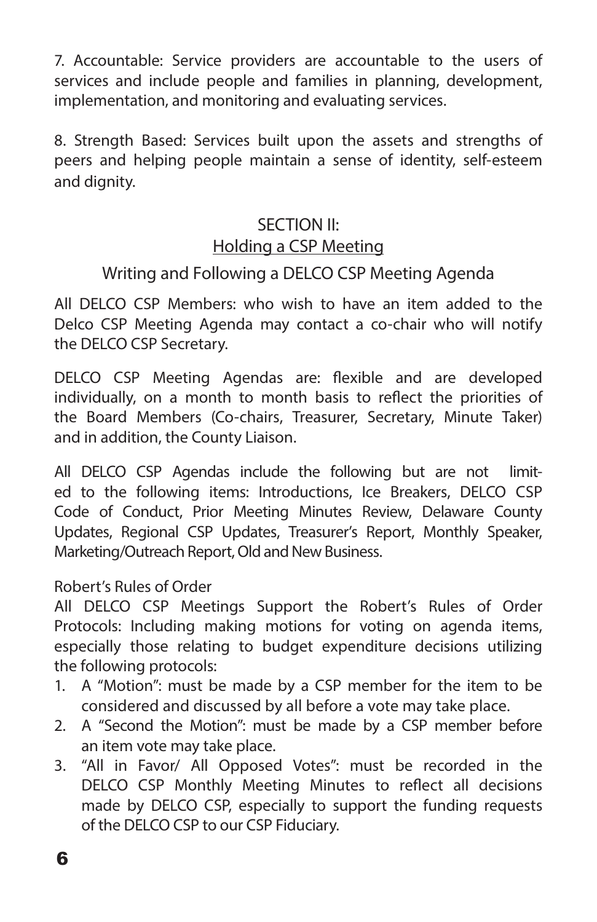7. Accountable: Service providers are accountable to the users of services and include people and families in planning, development, implementation, and monitoring and evaluating services.

8. Strength Based: Services built upon the assets and strengths of peers and helping people maintain a sense of identity, self-esteem and dignity.

## SECTION II:
## Holding a CSP Meeting

### Writing and Following a DELCO CSP Meeting Agenda

All DELCO CSP Members: who wish to have an item added to the Delco CSP Meeting Agenda may contact a co-chair who will notify the DELCO CSP Secretary.

DELCO CSP Meeting Agendas are: flexible and are developed individually, on a month to month basis to reflect the priorities of the Board Members (Co-chairs, Treasurer, Secretary, Minute Taker) and in addition, the County Liaison.

All DELCO CSP Agendas include the following but are not limited to the following items: Introductions, Ice Breakers, DELCO CSP Code of Conduct, Prior Meeting Minutes Review, Delaware County Updates, Regional CSP Updates, Treasurer's Report, Monthly Speaker, Marketing/Outreach Report, Old and New Business.

Robert's Rules of Order

All DELCO CSP Meetings Support the Robert's Rules of Order Protocols: Including making motions for voting on agenda items, especially those relating to budget expenditure decisions utilizing the following protocols:

1. A "Motion": must be made by a CSP member for the item to be considered and discussed by all before a vote may take place.
2. A "Second the Motion": must be made by a CSP member before an item vote may take place.
3. "All in Favor/ All Opposed Votes": must be recorded in the DELCO CSP Monthly Meeting Minutes to reflect all decisions made by DELCO CSP, especially to support the funding requests of the DELCO CSP to our CSP Fiduciary.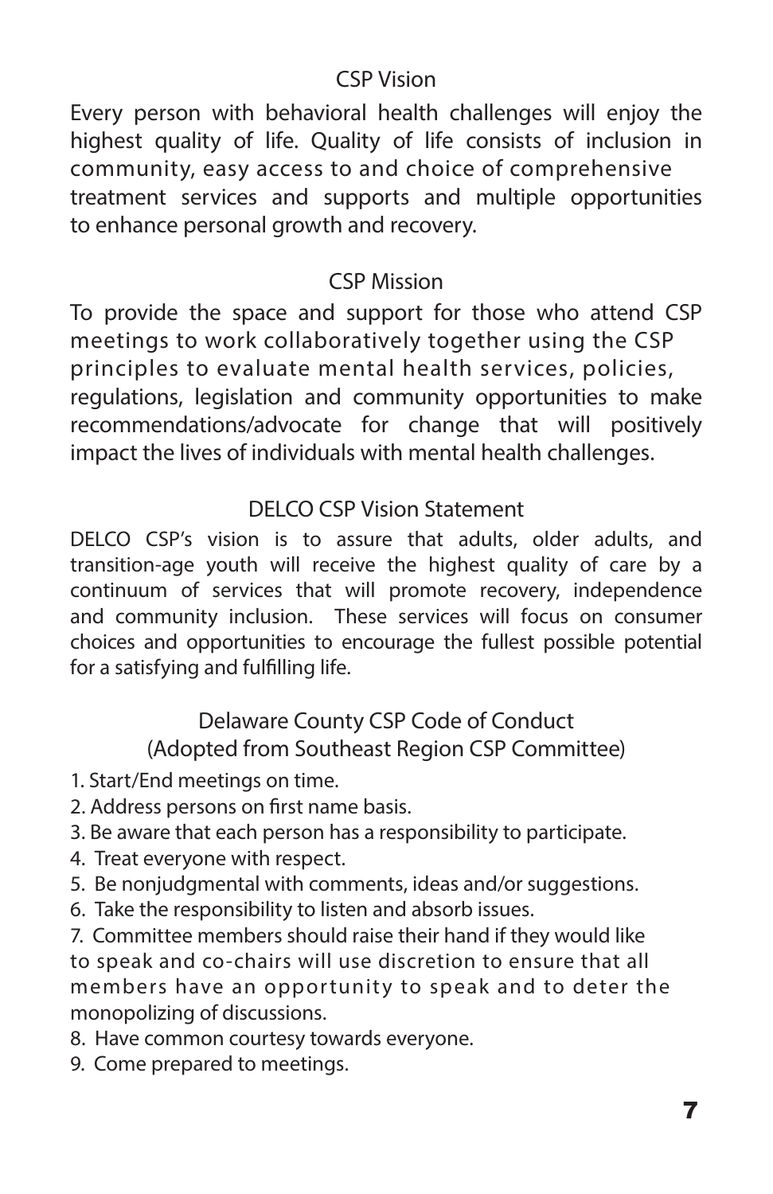## CSP Vision

Every person with behavioral health challenges will enjoy the highest quality of life. Quality of life consists of inclusion in community, easy access to and choice of comprehensive treatment services and supports and multiple opportunities to enhance personal growth and recovery.

## CSP Mission

To provide the space and support for those who attend CSP meetings to work collaboratively together using the CSP principles to evaluate mental health services, policies, regulations, legislation and community opportunities to make recommendations/advocate for change that will positively impact the lives of individuals with mental health challenges.

## DELCO CSP Vision Statement

DELCO CSP's vision is to assure that adults, older adults, and transition-age youth will receive the highest quality of care by a continuum of services that will promote recovery, independence and community inclusion. These services will focus on consumer choices and opportunities to encourage the fullest possible potential for a satisfying and fulfilling life.

## Delaware County CSP Code of Conduct (Adopted from Southeast Region CSP Committee)

1. Start/End meetings on time.
2. Address persons on first name basis.
3. Be aware that each person has a responsibility to participate.
4. Treat everyone with respect.
5. Be nonjudgmental with comments, ideas and/or suggestions.
6. Take the responsibility to listen and absorb issues.
7. Committee members should raise their hand if they would like to speak and co-chairs will use discretion to ensure that all members have an opportunity to speak and to deter the monopolizing of discussions.
8. Have common courtesy towards everyone.
9. Come prepared to meetings.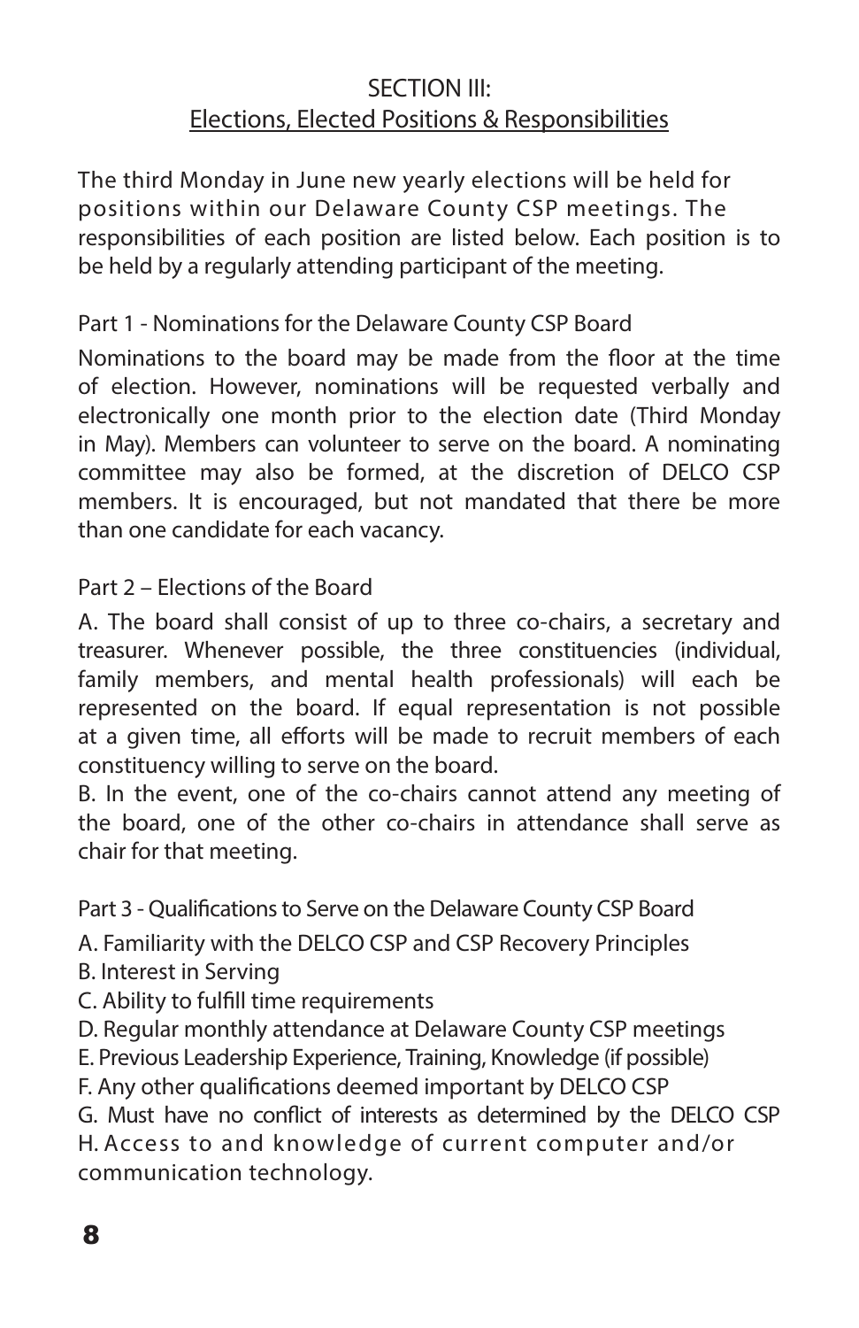## SECTION III:
## Elections, Elected Positions & Responsibilities

The third Monday in June new yearly elections will be held for positions within our Delaware County CSP meetings. The responsibilities of each position are listed below. Each position is to be held by a regularly attending participant of the meeting.

### Part 1 - Nominations for the Delaware County CSP Board

Nominations to the board may be made from the floor at the time of election. However, nominations will be requested verbally and electronically one month prior to the election date (Third Monday in May). Members can volunteer to serve on the board. A nominating committee may also be formed, at the discretion of DELCO CSP members. It is encouraged, but not mandated that there be more than one candidate for each vacancy.

### Part 2 – Elections of the Board

A. The board shall consist of up to three co-chairs, a secretary and treasurer. Whenever possible, the three constituencies (individual, family members, and mental health professionals) will each be represented on the board. If equal representation is not possible at a given time, all efforts will be made to recruit members of each constituency willing to serve on the board.

B. In the event, one of the co-chairs cannot attend any meeting of the board, one of the other co-chairs in attendance shall serve as chair for that meeting.

### Part 3 - Qualifications to Serve on the Delaware County CSP Board

A. Familiarity with the DELCO CSP and CSP Recovery Principles
B. Interest in Serving
C. Ability to fulfill time requirements
D. Regular monthly attendance at Delaware County CSP meetings
E. Previous Leadership Experience, Training, Knowledge (if possible)
F. Any other qualifications deemed important by DELCO CSP
G. Must have no conflict of interests as determined by the DELCO CSP
H. Access to and knowledge of current computer and/or communication technology.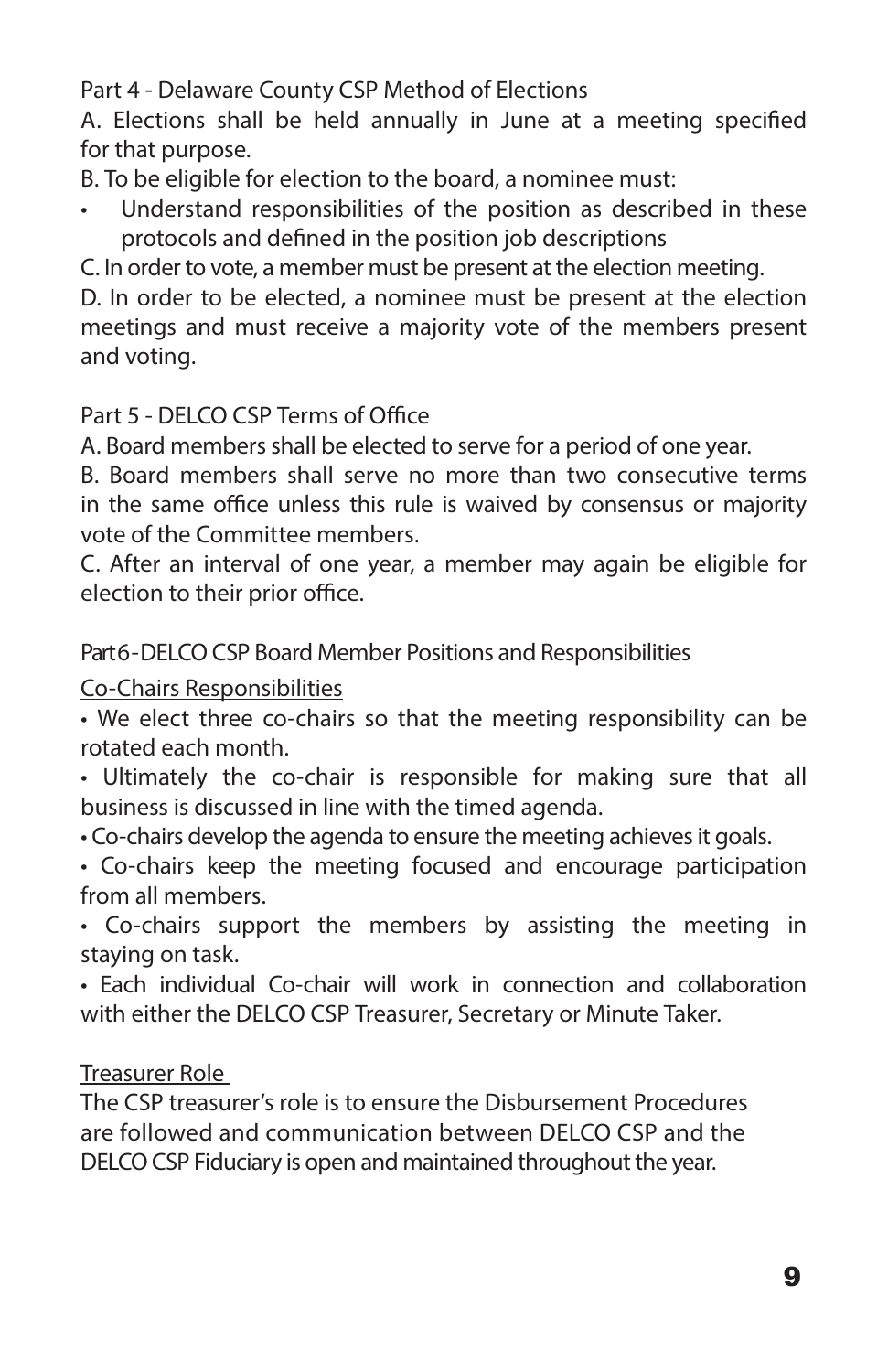Part 4 - Delaware County CSP Method of Elections

A. Elections shall be held annually in June at a meeting specified for that purpose.

B. To be eligible for election to the board, a nominee must:

- Understand responsibilities of the position as described in these protocols and defined in the position job descriptions

C. In order to vote, a member must be present at the election meeting.

D. In order to be elected, a nominee must be present at the election meetings and must receive a majority vote of the members present and voting.

Part 5 - DELCO CSP Terms of Office

A. Board members shall be elected to serve for a period of one year.

B. Board members shall serve no more than two consecutive terms in the same office unless this rule is waived by consensus or majority vote of the Committee members.

C. After an interval of one year, a member may again be eligible for election to their prior office.

Part 6 - DELCO CSP Board Member Positions and Responsibilities

<u>Co-Chairs Responsibilities</u>

• We elect three co-chairs so that the meeting responsibility can be rotated each month.

• Ultimately the co-chair is responsible for making sure that all business is discussed in line with the timed agenda.

• Co-chairs develop the agenda to ensure the meeting achieves it goals.

• Co-chairs keep the meeting focused and encourage participation from all members.

• Co-chairs support the members by assisting the meeting in staying on task.

• Each individual Co-chair will work in connection and collaboration with either the DELCO CSP Treasurer, Secretary or Minute Taker.

<u>Treasurer Role</u>

The CSP treasurer's role is to ensure the Disbursement Procedures are followed and communication between DELCO CSP and the DELCO CSP Fiduciary is open and maintained throughout the year.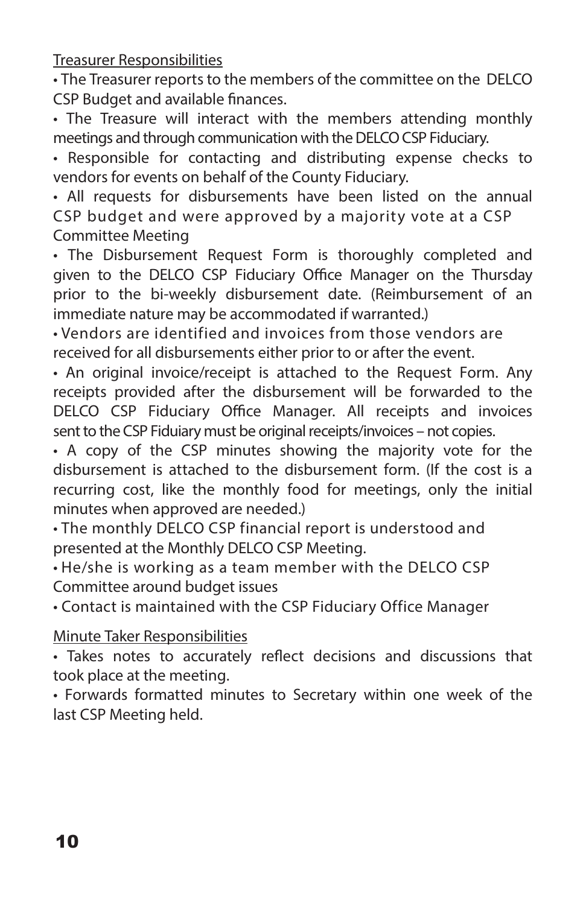Treasurer Responsibilities

- The Treasurer reports to the members of the committee on the DELCO CSP Budget and available finances.
- The Treasure will interact with the members attending monthly meetings and through communication with the DELCO CSP Fiduciary.
- Responsible for contacting and distributing expense checks to vendors for events on behalf of the County Fiduciary.
- All requests for disbursements have been listed on the annual CSP budget and were approved by a majority vote at a CSP Committee Meeting
- The Disbursement Request Form is thoroughly completed and given to the DELCO CSP Fiduciary Office Manager on the Thursday prior to the bi-weekly disbursement date. (Reimbursement of an immediate nature may be accommodated if warranted.)
- Vendors are identified and invoices from those vendors are received for all disbursements either prior to or after the event.
- An original invoice/receipt is attached to the Request Form. Any receipts provided after the disbursement will be forwarded to the DELCO CSP Fiduciary Office Manager. All receipts and invoices sent to the CSP Fiduiary must be original receipts/invoices – not copies.
- A copy of the CSP minutes showing the majority vote for the disbursement is attached to the disbursement form. (If the cost is a recurring cost, like the monthly food for meetings, only the initial minutes when approved are needed.)
- The monthly DELCO CSP financial report is understood and presented at the Monthly DELCO CSP Meeting.
- He/she is working as a team member with the DELCO CSP Committee around budget issues
- Contact is maintained with the CSP Fiduciary Office Manager

Minute Taker Responsibilities

- Takes notes to accurately reflect decisions and discussions that took place at the meeting.
- Forwards formatted minutes to Secretary within one week of the last CSP Meeting held.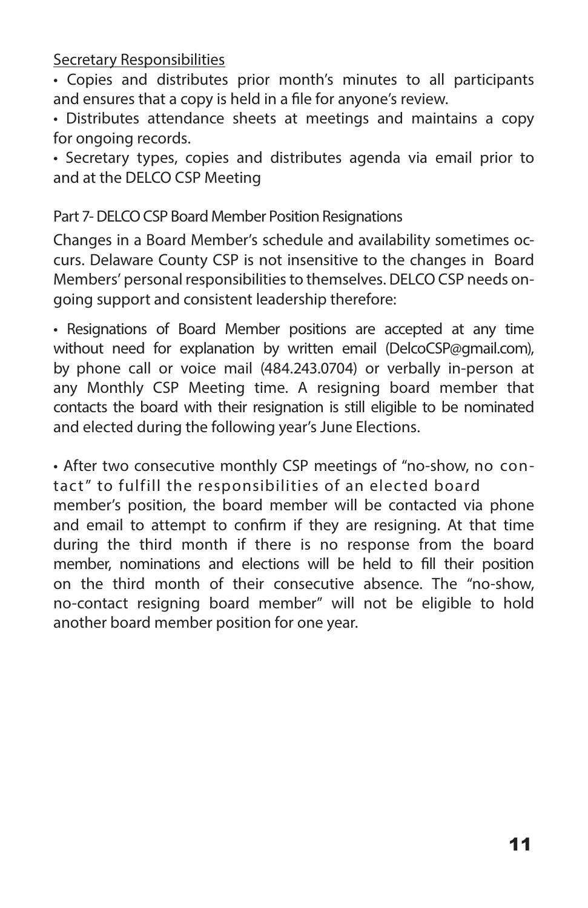Secretary Responsibilities

- Copies and distributes prior month's minutes to all participants and ensures that a copy is held in a file for anyone's review.
- Distributes attendance sheets at meetings and maintains a copy for ongoing records.
- Secretary types, copies and distributes agenda via email prior to and at the DELCO CSP Meeting

## Part 7- DELCO CSP Board Member Position Resignations

Changes in a Board Member's schedule and availability sometimes occurs. Delaware County CSP is not insensitive to the changes in Board Members' personal responsibilities to themselves. DELCO CSP needs ongoing support and consistent leadership therefore:

- Resignations of Board Member positions are accepted at any time without need for explanation by written email (DelcoCSP@gmail.com), by phone call or voice mail (484.243.0704) or verbally in-person at any Monthly CSP Meeting time. A resigning board member that contacts the board with their resignation is still eligible to be nominated and elected during the following year's June Elections.

- After two consecutive monthly CSP meetings of "no-show, no contact" to fulfill the responsibilities of an elected board member's position, the board member will be contacted via phone and email to attempt to confirm if they are resigning. At that time during the third month if there is no response from the board member, nominations and elections will be held to fill their position on the third month of their consecutive absence. The "no-show, no-contact resigning board member" will not be eligible to hold another board member position for one year.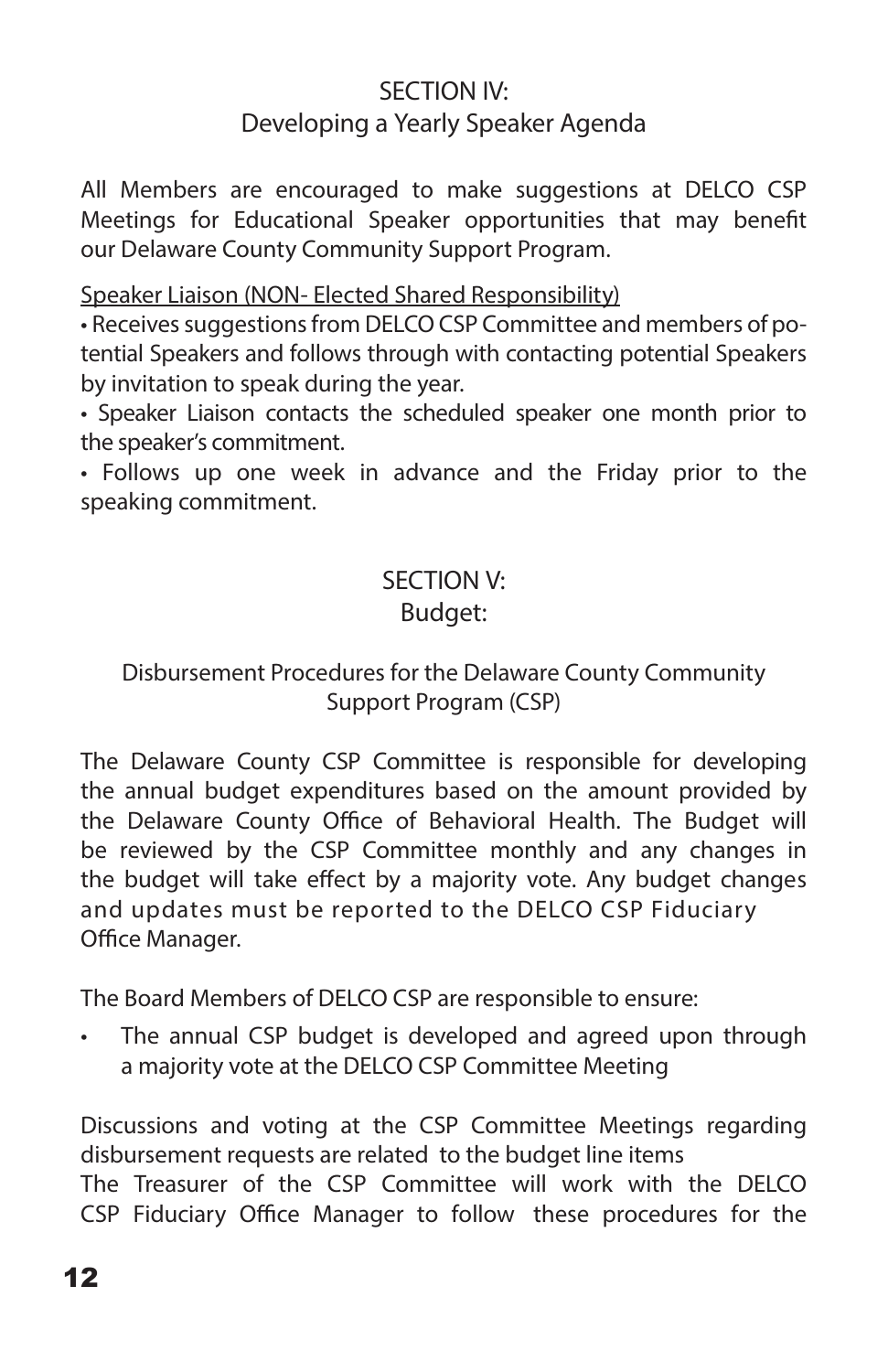## SECTION IV:
## Developing a Yearly Speaker Agenda

All Members are encouraged to make suggestions at DELCO CSP Meetings for Educational Speaker opportunities that may benefit our Delaware County Community Support Program.

Speaker Liaison (NON- Elected Shared Responsibility)

- Receives suggestions from DELCO CSP Committee and members of potential Speakers and follows through with contacting potential Speakers by invitation to speak during the year.
- Speaker Liaison contacts the scheduled speaker one month prior to the speaker's commitment.
- Follows up one week in advance and the Friday prior to the speaking commitment.

## SECTION V:
## Budget:

### Disbursement Procedures for the Delaware County Community Support Program (CSP)

The Delaware County CSP Committee is responsible for developing the annual budget expenditures based on the amount provided by the Delaware County Office of Behavioral Health. The Budget will be reviewed by the CSP Committee monthly and any changes in the budget will take effect by a majority vote. Any budget changes and updates must be reported to the DELCO CSP Fiduciary Office Manager.

The Board Members of DELCO CSP are responsible to ensure:

- The annual CSP budget is developed and agreed upon through a majority vote at the DELCO CSP Committee Meeting

Discussions and voting at the CSP Committee Meetings regarding disbursement requests are related to the budget line items
The Treasurer of the CSP Committee will work with the DELCO CSP Fiduciary Office Manager to follow these procedures for the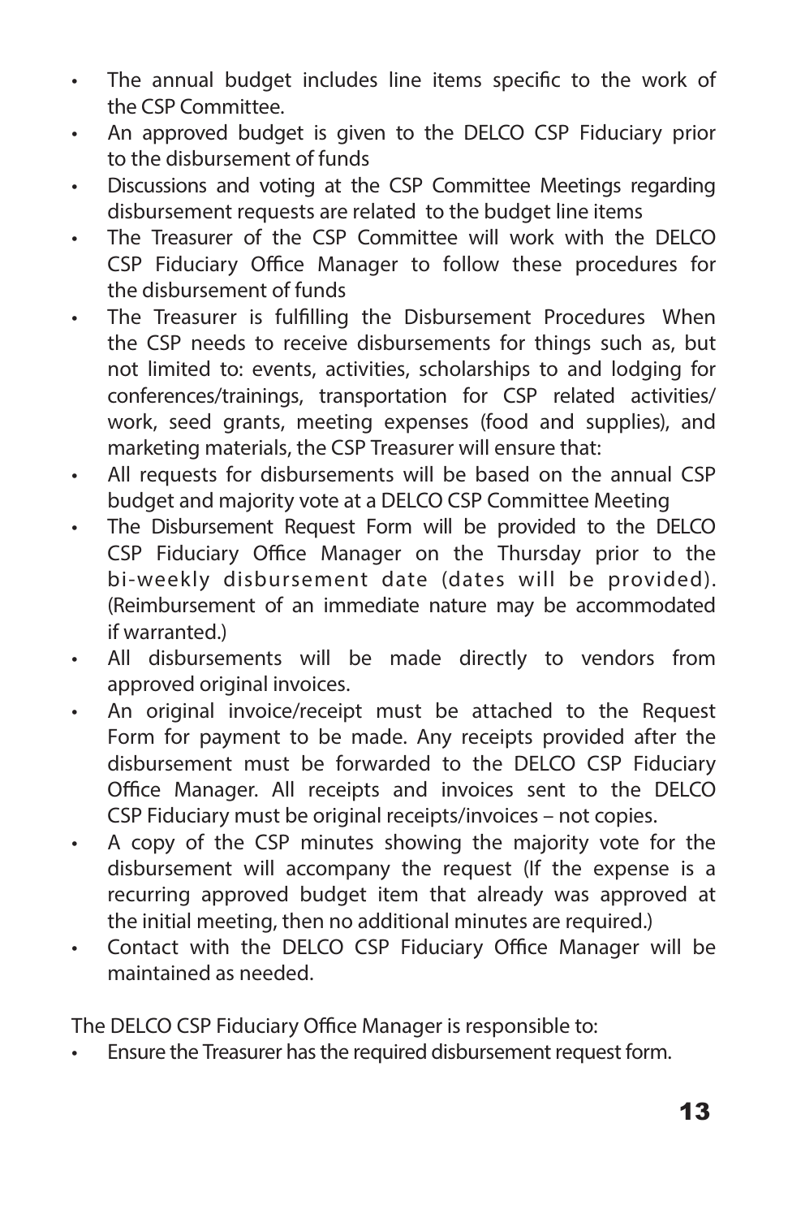- The annual budget includes line items specific to the work of the CSP Committee.
- An approved budget is given to the DELCO CSP Fiduciary prior to the disbursement of funds
- Discussions and voting at the CSP Committee Meetings regarding disbursement requests are related to the budget line items
- The Treasurer of the CSP Committee will work with the DELCO CSP Fiduciary Office Manager to follow these procedures for the disbursement of funds
- The Treasurer is fulfilling the Disbursement Procedures When the CSP needs to receive disbursements for things such as, but not limited to: events, activities, scholarships to and lodging for conferences/trainings, transportation for CSP related activities/work, seed grants, meeting expenses (food and supplies), and marketing materials, the CSP Treasurer will ensure that:
- All requests for disbursements will be based on the annual CSP budget and majority vote at a DELCO CSP Committee Meeting
- The Disbursement Request Form will be provided to the DELCO CSP Fiduciary Office Manager on the Thursday prior to the bi-weekly disbursement date (dates will be provided). (Reimbursement of an immediate nature may be accommodated if warranted.)
- All disbursements will be made directly to vendors from approved original invoices.
- An original invoice/receipt must be attached to the Request Form for payment to be made. Any receipts provided after the disbursement must be forwarded to the DELCO CSP Fiduciary Office Manager. All receipts and invoices sent to the DELCO CSP Fiduciary must be original receipts/invoices – not copies.
- A copy of the CSP minutes showing the majority vote for the disbursement will accompany the request (If the expense is a recurring approved budget item that already was approved at the initial meeting, then no additional minutes are required.)
- Contact with the DELCO CSP Fiduciary Office Manager will be maintained as needed.

The DELCO CSP Fiduciary Office Manager is responsible to:

- Ensure the Treasurer has the required disbursement request form.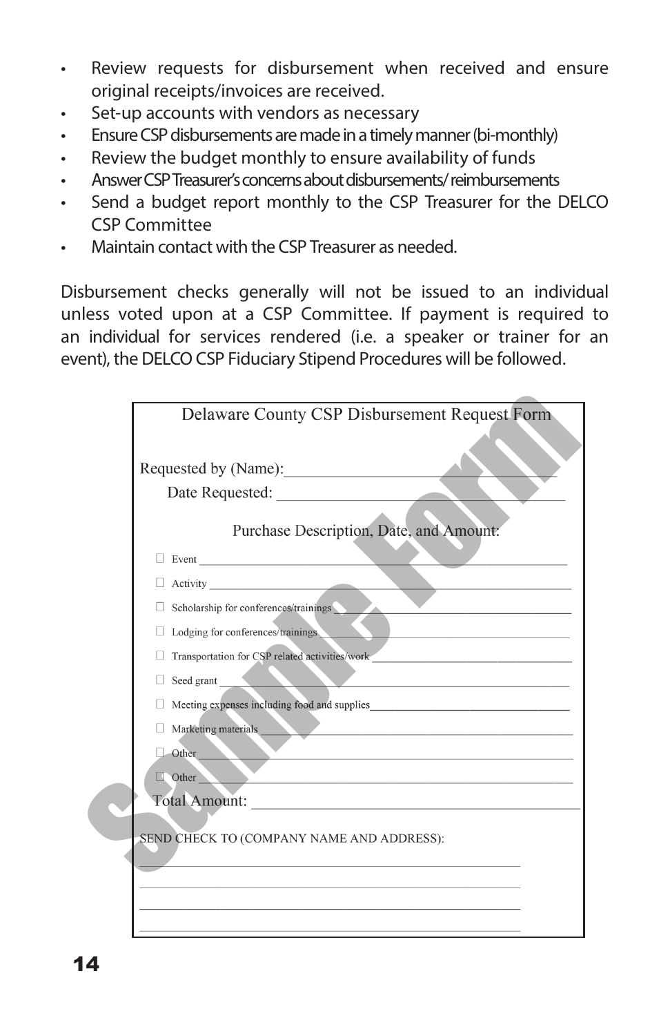- Review requests for disbursement when received and ensure original receipts/invoices are received.
- Set-up accounts with vendors as necessary
- Ensure CSP disbursements are made in a timely manner (bi-monthly)
- Review the budget monthly to ensure availability of funds
- Answer CSP Treasurer's concerns about disbursements/ reimbursements
- Send a budget report monthly to the CSP Treasurer for the DELCO CSP Committee
- Maintain contact with the CSP Treasurer as needed.

Disbursement checks generally will not be issued to an individual unless voted upon at a CSP Committee. If payment is required to an individual for services rendered (i.e. a speaker or trainer for an event), the DELCO CSP Fiduciary Stipend Procedures will be followed.

**Delaware County CSP Disbursement Request Form**

*(Sample Form)*

Requested by (Name):\_\_\_\_\_\_\_\_\_\_\_\_\_\_\_\_\_\_\_\_\_\_\_\_\_\_\_\_\_\_

Date Requested: \_\_\_\_\_\_\_\_\_\_\_\_\_\_\_\_\_\_\_\_\_\_\_\_\_\_\_\_\_\_

Purchase Description, Date, and Amount:

- ☐ Event \_\_\_\_\_\_\_\_\_\_\_\_\_\_\_\_\_\_\_\_\_\_\_\_\_\_\_\_\_\_
- ☐ Activity \_\_\_\_\_\_\_\_\_\_\_\_\_\_\_\_\_\_\_\_\_\_\_\_\_\_\_\_\_\_
- ☐ Scholarship for conferences/trainings \_\_\_\_\_\_\_\_\_\_\_\_\_\_\_\_\_\_\_\_
- ☐ Lodging for conferences/trainings \_\_\_\_\_\_\_\_\_\_\_\_\_\_\_\_\_\_\_\_
- ☐ Transportation for CSP related activities/work \_\_\_\_\_\_\_\_\_\_\_\_\_\_\_\_\_\_\_\_
- ☐ Seed grant \_\_\_\_\_\_\_\_\_\_\_\_\_\_\_\_\_\_\_\_\_\_\_\_\_\_\_\_\_\_
- ☐ Meeting expenses including food and supplies\_\_\_\_\_\_\_\_\_\_\_\_\_\_\_\_\_\_\_\_
- ☐ Marketing materials \_\_\_\_\_\_\_\_\_\_\_\_\_\_\_\_\_\_\_\_\_\_\_\_\_\_\_\_\_\_
- ☐ Other \_\_\_\_\_\_\_\_\_\_\_\_\_\_\_\_\_\_\_\_\_\_\_\_\_\_\_\_\_\_
- ☐ Other \_\_\_\_\_\_\_\_\_\_\_\_\_\_\_\_\_\_\_\_\_\_\_\_\_\_\_\_\_\_

Total Amount: \_\_\_\_\_\_\_\_\_\_\_\_\_\_\_\_\_\_\_\_\_\_\_\_\_\_\_\_\_\_

SEND CHECK TO (COMPANY NAME AND ADDRESS):

\_\_\_\_\_\_\_\_\_\_\_\_\_\_\_\_\_\_\_\_\_\_\_\_\_\_\_\_\_\_\_\_\_\_\_\_\_\_\_\_

\_\_\_\_\_\_\_\_\_\_\_\_\_\_\_\_\_\_\_\_\_\_\_\_\_\_\_\_\_\_\_\_\_\_\_\_\_\_\_\_

\_\_\_\_\_\_\_\_\_\_\_\_\_\_\_\_\_\_\_\_\_\_\_\_\_\_\_\_\_\_\_\_\_\_\_\_\_\_\_\_

\_\_\_\_\_\_\_\_\_\_\_\_\_\_\_\_\_\_\_\_\_\_\_\_\_\_\_\_\_\_\_\_\_\_\_\_\_\_\_\_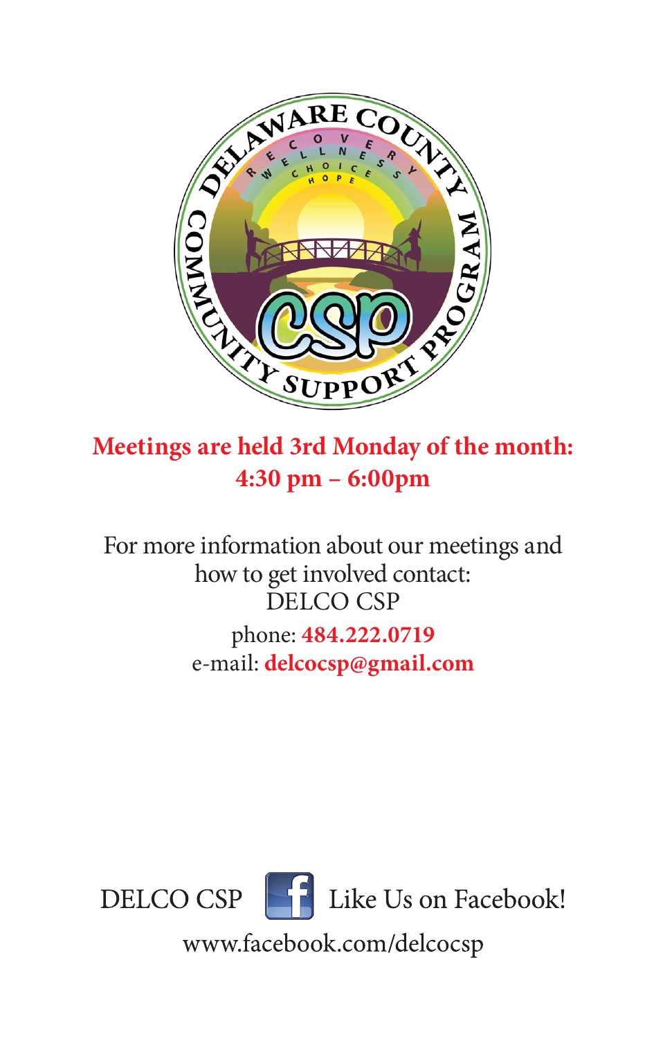**Meetings are held 3rd Monday of the month: 4:30 pm – 6:00pm**

For more information about our meetings and how to get involved contact:
DELCO CSP
phone: **484.222.0719**
e-mail: **delcocsp@gmail.com**

DELCO CSP Like Us on Facebook!
www.facebook.com/delcocsp